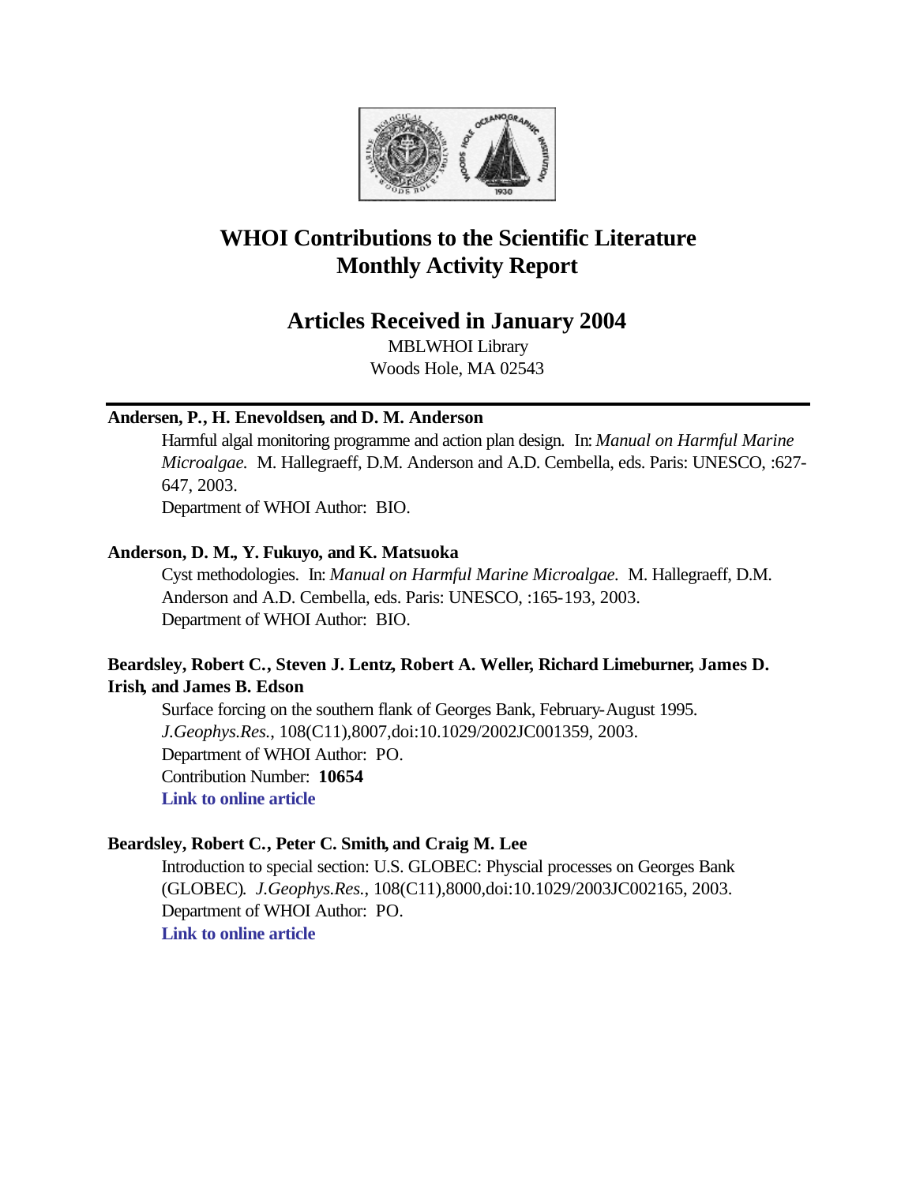# WHOI Contributions to the Scientific Literature Monthly Activity Report

## Articles Received in January 2004

MBLWHOI Library
Woods Hole, MA 02543

---

**Andersen, P., H. Enevoldsen, and D. M. Anderson**

Harmful algal monitoring programme and action plan design. In: *Manual on Harmful Marine Microalgae.* M. Hallegraeff, D.M. Anderson and A.D. Cembella, eds. Paris: UNESCO, :627-647, 2003.
Department of WHOI Author: BIO.

**Anderson, D. M., Y. Fukuyo, and K. Matsuoka**

Cyst methodologies. In: *Manual on Harmful Marine Microalgae.* M. Hallegraeff, D.M. Anderson and A.D. Cembella, eds. Paris: UNESCO, :165-193, 2003.
Department of WHOI Author: BIO.

**Beardsley, Robert C., Steven J. Lentz, Robert A. Weller, Richard Limeburner, James D. Irish, and James B. Edson**

Surface forcing on the southern flank of Georges Bank, February-August 1995. *J.Geophys.Res.*, 108(C11),8007,doi:10.1029/2002JC001359, 2003.
Department of WHOI Author: PO.
Contribution Number: **10654**
**Link to online article**

**Beardsley, Robert C., Peter C. Smith, and Craig M. Lee**

Introduction to special section: U.S. GLOBEC: Physcial processes on Georges Bank (GLOBEC). *J.Geophys.Res.*, 108(C11),8000,doi:10.1029/2003JC002165, 2003.
Department of WHOI Author: PO.
**Link to online article**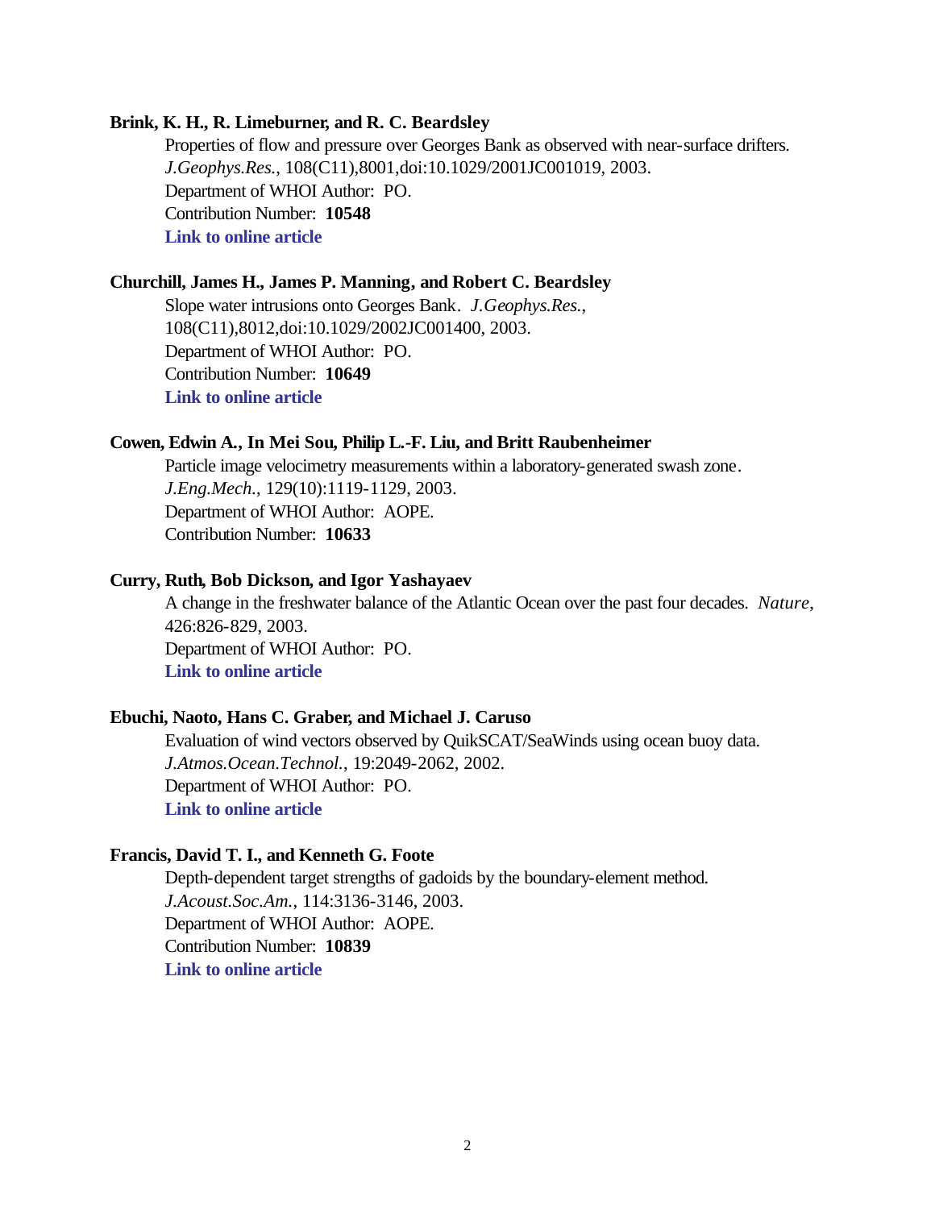**Brink, K. H., R. Limeburner, and R. C. Beardsley**

Properties of flow and pressure over Georges Bank as observed with near-surface drifters. *J.Geophys.Res.*, 108(C11),8001,doi:10.1029/2001JC001019, 2003.
Department of WHOI Author: PO.
Contribution Number: **10548**
**Link to online article**

**Churchill, James H., James P. Manning, and Robert C. Beardsley**

Slope water intrusions onto Georges Bank. *J.Geophys.Res.*, 108(C11),8012,doi:10.1029/2002JC001400, 2003.
Department of WHOI Author: PO.
Contribution Number: **10649**
**Link to online article**

**Cowen, Edwin A., In Mei Sou, Philip L.-F. Liu, and Britt Raubenheimer**

Particle image velocimetry measurements within a laboratory-generated swash zone. *J.Eng.Mech.*, 129(10):1119-1129, 2003.
Department of WHOI Author: AOPE.
Contribution Number: **10633**

**Curry, Ruth, Bob Dickson, and Igor Yashayaev**

A change in the freshwater balance of the Atlantic Ocean over the past four decades. *Nature*, 426:826-829, 2003.
Department of WHOI Author: PO.
**Link to online article**

**Ebuchi, Naoto, Hans C. Graber, and Michael J. Caruso**

Evaluation of wind vectors observed by QuikSCAT/SeaWinds using ocean buoy data. *J.Atmos.Ocean.Technol.*, 19:2049-2062, 2002.
Department of WHOI Author: PO.
**Link to online article**

**Francis, David T. I., and Kenneth G. Foote**

Depth-dependent target strengths of gadoids by the boundary-element method. *J.Acoust.Soc.Am.*, 114:3136-3146, 2003.
Department of WHOI Author: AOPE.
Contribution Number: **10839**
**Link to online article**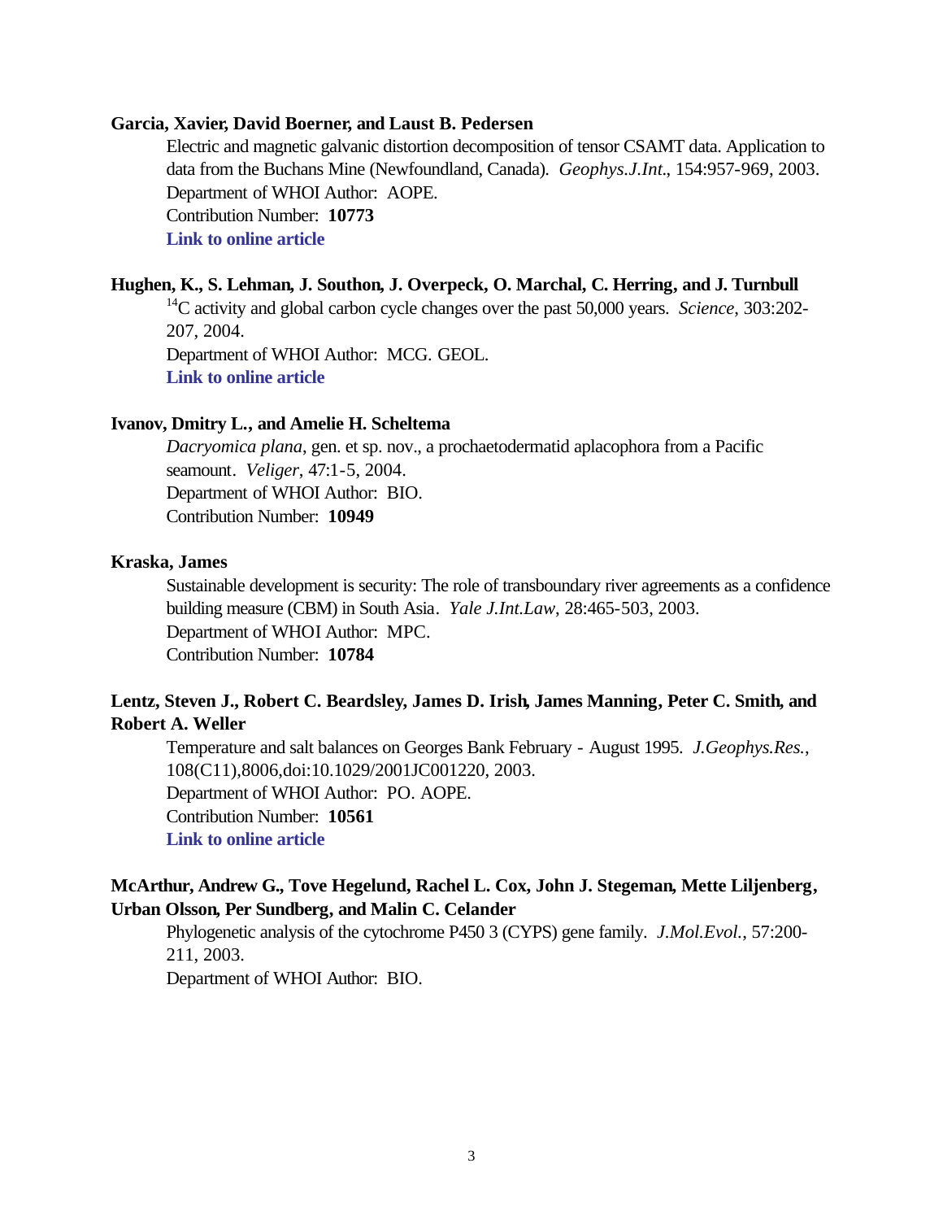**Garcia, Xavier, David Boerner, and Laust B. Pedersen**

Electric and magnetic galvanic distortion decomposition of tensor CSAMT data. Application to data from the Buchans Mine (Newfoundland, Canada). *Geophys.J.Int.*, 154:957-969, 2003.
Department of WHOI Author: AOPE.
Contribution Number: **10773**
**Link to online article**

**Hughen, K., S. Lehman, J. Southon, J. Overpeck, O. Marchal, C. Herring, and J. Turnbull**

$^{14}C$ activity and global carbon cycle changes over the past 50,000 years. *Science*, 303:202-207, 2004.
Department of WHOI Author: MCG. GEOL.
**Link to online article**

**Ivanov, Dmitry L., and Amelie H. Scheltema**

*Dacryomica plana*, gen. et sp. nov., a prochaetodermatid aplacophora from a Pacific seamount. *Veliger*, 47:1-5, 2004.
Department of WHOI Author: BIO.
Contribution Number: **10949**

**Kraska, James**

Sustainable development is security: The role of transboundary river agreements as a confidence building measure (CBM) in South Asia. *Yale J.Int.Law*, 28:465-503, 2003.
Department of WHOI Author: MPC.
Contribution Number: **10784**

**Lentz, Steven J., Robert C. Beardsley, James D. Irish, James Manning, Peter C. Smith, and Robert A. Weller**

Temperature and salt balances on Georges Bank February - August 1995. *J.Geophys.Res.*, 108(C11),8006,doi:10.1029/2001JC001220, 2003.
Department of WHOI Author: PO. AOPE.
Contribution Number: **10561**
**Link to online article**

**McArthur, Andrew G., Tove Hegelund, Rachel L. Cox, John J. Stegeman, Mette Liljenberg, Urban Olsson, Per Sundberg, and Malin C. Celander**

Phylogenetic analysis of the cytochrome P450 3 (CYPS) gene family. *J.Mol.Evol.*, 57:200-211, 2003.
Department of WHOI Author: BIO.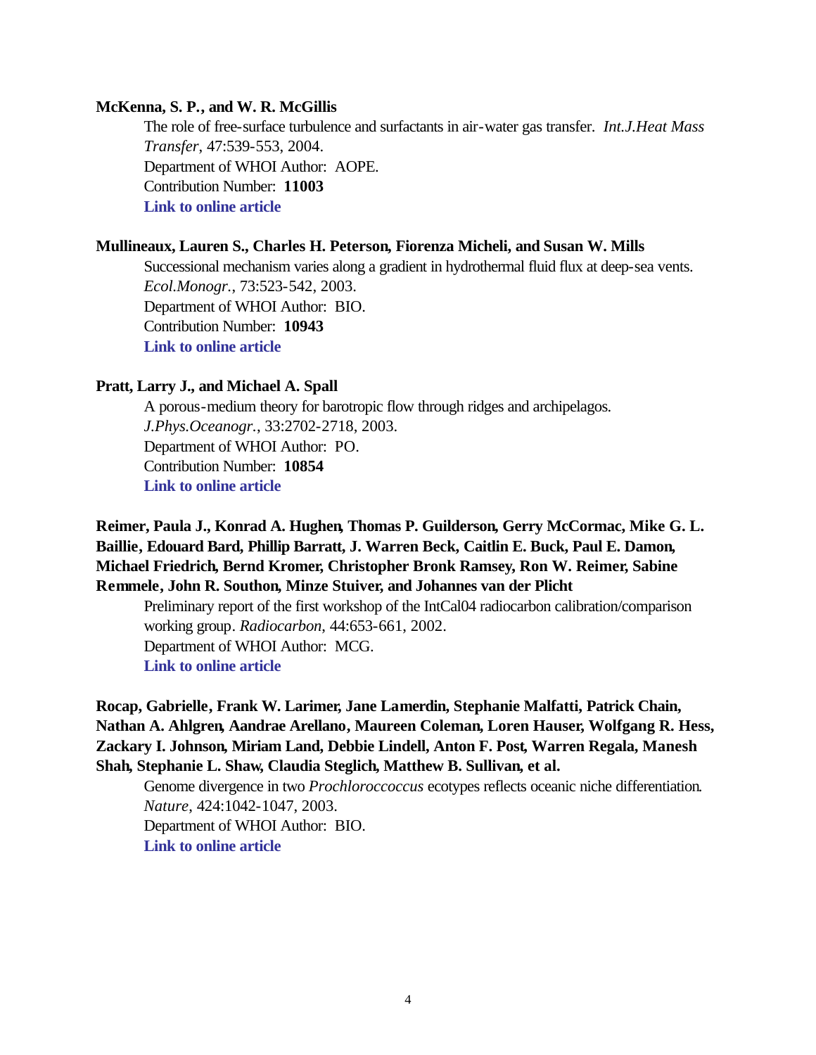**McKenna, S. P., and W. R. McGillis**

The role of free-surface turbulence and surfactants in air-water gas transfer. *Int.J.Heat Mass Transfer*, 47:539-553, 2004.
Department of WHOI Author: AOPE.
Contribution Number: **11003**
**Link to online article**

**Mullineaux, Lauren S., Charles H. Peterson, Fiorenza Micheli, and Susan W. Mills**

Successional mechanism varies along a gradient in hydrothermal fluid flux at deep-sea vents. *Ecol.Monogr.*, 73:523-542, 2003.
Department of WHOI Author: BIO.
Contribution Number: **10943**
**Link to online article**

**Pratt, Larry J., and Michael A. Spall**

A porous-medium theory for barotropic flow through ridges and archipelagos. *J.Phys.Oceanogr.*, 33:2702-2718, 2003.
Department of WHOI Author: PO.
Contribution Number: **10854**
**Link to online article**

**Reimer, Paula J., Konrad A. Hughen, Thomas P. Guilderson, Gerry McCormac, Mike G. L. Baillie, Edouard Bard, Phillip Barratt, J. Warren Beck, Caitlin E. Buck, Paul E. Damon, Michael Friedrich, Bernd Kromer, Christopher Bronk Ramsey, Ron W. Reimer, Sabine Remmele, John R. Southon, Minze Stuiver, and Johannes van der Plicht**

Preliminary report of the first workshop of the IntCal04 radiocarbon calibration/comparison working group. *Radiocarbon*, 44:653-661, 2002.
Department of WHOI Author: MCG.
**Link to online article**

**Rocap, Gabrielle, Frank W. Larimer, Jane Lamerdin, Stephanie Malfatti, Patrick Chain, Nathan A. Ahlgren, Aandrae Arellano, Maureen Coleman, Loren Hauser, Wolfgang R. Hess, Zackary I. Johnson, Miriam Land, Debbie Lindell, Anton F. Post, Warren Regala, Manesh Shah, Stephanie L. Shaw, Claudia Steglich, Matthew B. Sullivan, et al.**

Genome divergence in two *Prochloroccoccus* ecotypes reflects oceanic niche differentiation. *Nature*, 424:1042-1047, 2003.
Department of WHOI Author: BIO.
**Link to online article**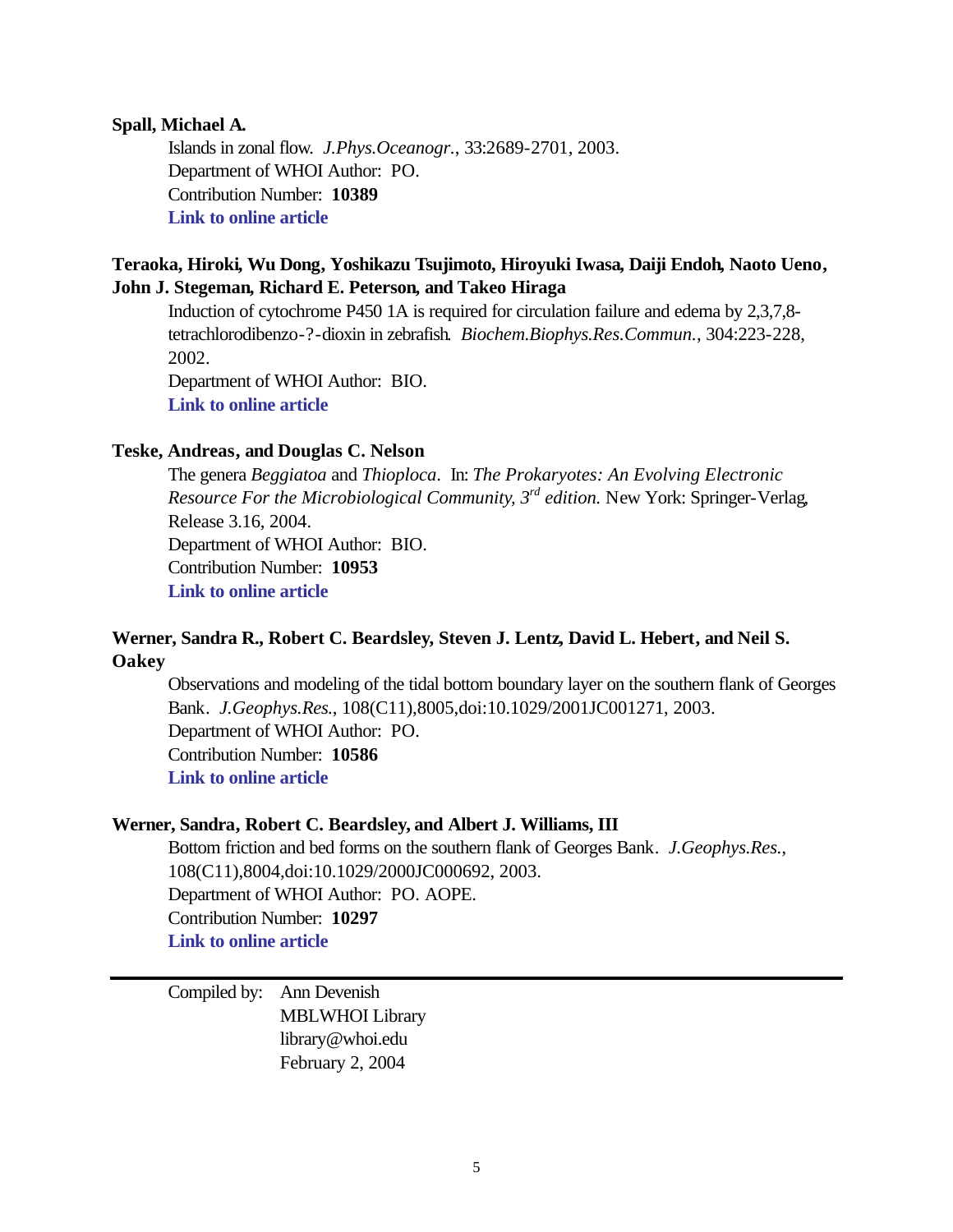**Spall, Michael A.**

Islands in zonal flow. *J.Phys.Oceanogr.*, 33:2689-2701, 2003.
Department of WHOI Author: PO.
Contribution Number: **10389**
**Link to online article**

**Teraoka, Hiroki, Wu Dong, Yoshikazu Tsujimoto, Hiroyuki Iwasa, Daiji Endoh, Naoto Ueno, John J. Stegeman, Richard E. Peterson, and Takeo Hiraga**

Induction of cytochrome P450 1A is required for circulation failure and edema by 2,3,7,8-tetrachlorodibenzo-?-dioxin in zebrafish. *Biochem.Biophys.Res.Commun.*, 304:223-228, 2002.
Department of WHOI Author: BIO.
**Link to online article**

**Teske, Andreas, and Douglas C. Nelson**

The genera *Beggiatoa* and *Thioploca*. In: *The Prokaryotes: An Evolving Electronic Resource For the Microbiological Community, 3rd edition.* New York: Springer-Verlag, Release 3.16, 2004.
Department of WHOI Author: BIO.
Contribution Number: **10953**
**Link to online article**

**Werner, Sandra R., Robert C. Beardsley, Steven J. Lentz, David L. Hebert, and Neil S. Oakey**

Observations and modeling of the tidal bottom boundary layer on the southern flank of Georges Bank. *J.Geophys.Res.*, 108(C11),8005,doi:10.1029/2001JC001271, 2003.
Department of WHOI Author: PO.
Contribution Number: **10586**
**Link to online article**

**Werner, Sandra, Robert C. Beardsley, and Albert J. Williams, III**

Bottom friction and bed forms on the southern flank of Georges Bank. *J.Geophys.Res.*, 108(C11),8004,doi:10.1029/2000JC000692, 2003.
Department of WHOI Author: PO. AOPE.
Contribution Number: **10297**
**Link to online article**

---

Compiled by: Ann Devenish
MBLWHOI Library
library@whoi.edu
February 2, 2004